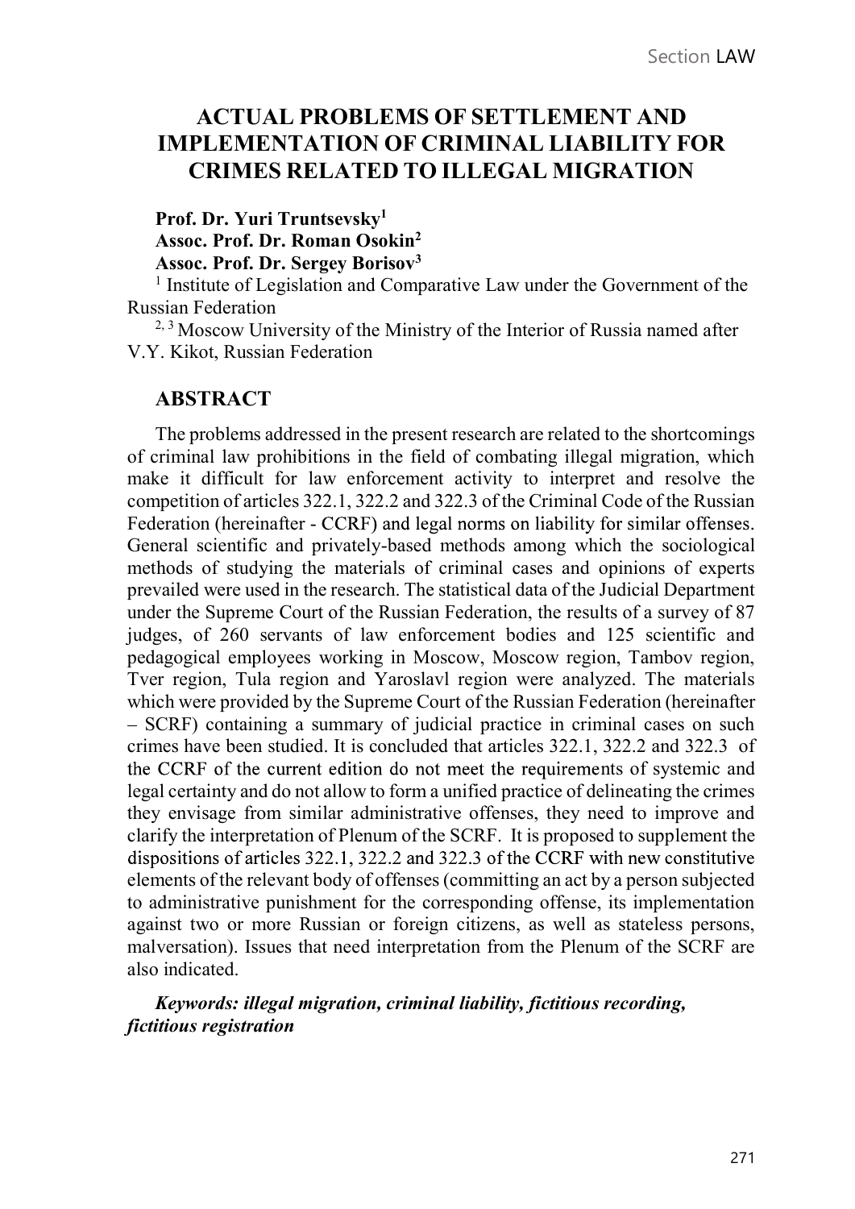# ACTUAL PROBLEMS OF SETTLEMENT AND IMPLEMENTATION OF CRIMINAL LIABILITY FOR CRIMES RELATED TO ILLEGAL MIGRATION

**Prof. Dr. Yuri Truntsevsky[1]**
**Assoc. Prof. Dr. Roman Osokin[2]**
**Assoc. Prof. Dr. Sergey Borisov[3]**

[1] Institute of Legislation and Comparative Law under the Government of the Russian Federation

[2, 3] Moscow University of the Ministry of the Interior of Russia named after V.Y. Kikot, Russian Federation

## ABSTRACT

The problems addressed in the present research are related to the shortcomings of criminal law prohibitions in the field of combating illegal migration, which make it difficult for law enforcement activity to interpret and resolve the competition of articles 322.1, 322.2 and 322.3 of the Criminal Code of the Russian Federation (hereinafter - CCRF) and legal norms on liability for similar offenses. General scientific and privately-based methods among which the sociological methods of studying the materials of criminal cases and opinions of experts prevailed were used in the research. The statistical data of the Judicial Department under the Supreme Court of the Russian Federation, the results of a survey of 87 judges, of 260 servants of law enforcement bodies and 125 scientific and pedagogical employees working in Moscow, Moscow region, Tambov region, Tver region, Tula region and Yaroslavl region were analyzed. The materials which were provided by the Supreme Court of the Russian Federation (hereinafter – SCRF) containing a summary of judicial practice in criminal cases on such crimes have been studied. It is concluded that articles 322.1, 322.2 and 322.3 of the CCRF of the current edition do not meet the requirements of systemic and legal certainty and do not allow to form a unified practice of delineating the crimes they envisage from similar administrative offenses, they need to improve and clarify the interpretation of Plenum of the SCRF. It is proposed to supplement the dispositions of articles 322.1, 322.2 and 322.3 of the CCRF with new constitutive elements of the relevant body of offenses (committing an act by a person subjected to administrative punishment for the corresponding offense, its implementation against two or more Russian or foreign citizens, as well as stateless persons, malversation). Issues that need interpretation from the Plenum of the SCRF are also indicated.

***Keywords: illegal migration, criminal liability, fictitious recording, fictitious registration***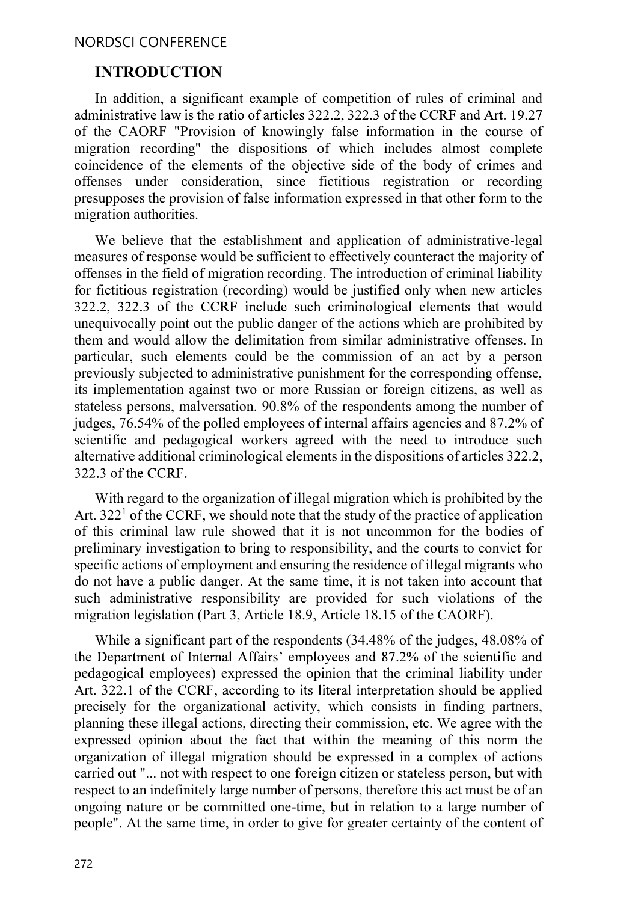## INTRODUCTION

In addition, a significant example of competition of rules of criminal and administrative law is the ratio of articles 322.2, 322.3 of the CCRF and Art. 19.27 of the CAORF "Provision of knowingly false information in the course of migration recording" the dispositions of which includes almost complete coincidence of the elements of the objective side of the body of crimes and offenses under consideration, since fictitious registration or recording presupposes the provision of false information expressed in that other form to the migration authorities.

We believe that the establishment and application of administrative-legal measures of response would be sufficient to effectively counteract the majority of offenses in the field of migration recording. The introduction of criminal liability for fictitious registration (recording) would be justified only when new articles 322.2, 322.3 of the CCRF include such criminological elements that would unequivocally point out the public danger of the actions which are prohibited by them and would allow the delimitation from similar administrative offenses. In particular, such elements could be the commission of an act by a person previously subjected to administrative punishment for the corresponding offense, its implementation against two or more Russian or foreign citizens, as well as stateless persons, malversation. 90.8% of the respondents among the number of judges, 76.54% of the polled employees of internal affairs agencies and 87.2% of scientific and pedagogical workers agreed with the need to introduce such alternative additional criminological elements in the dispositions of articles 322.2, 322.3 of the CCRF.

With regard to the organization of illegal migration which is prohibited by the Art. 322[1] of the CCRF, we should note that the study of the practice of application of this criminal law rule showed that it is not uncommon for the bodies of preliminary investigation to bring to responsibility, and the courts to convict for specific actions of employment and ensuring the residence of illegal migrants who do not have a public danger. At the same time, it is not taken into account that such administrative responsibility are provided for such violations of the migration legislation (Part 3, Article 18.9, Article 18.15 of the CAORF).

While a significant part of the respondents (34.48% of the judges, 48.08% of the Department of Internal Affairs' employees and 87.2% of the scientific and pedagogical employees) expressed the opinion that the criminal liability under Art. 322.1 of the CCRF, according to its literal interpretation should be applied precisely for the organizational activity, which consists in finding partners, planning these illegal actions, directing their commission, etc. We agree with the expressed opinion about the fact that within the meaning of this norm the organization of illegal migration should be expressed in a complex of actions carried out "... not with respect to one foreign citizen or stateless person, but with respect to an indefinitely large number of persons, therefore this act must be of an ongoing nature or be committed one-time, but in relation to a large number of people". At the same time, in order to give for greater certainty of the content of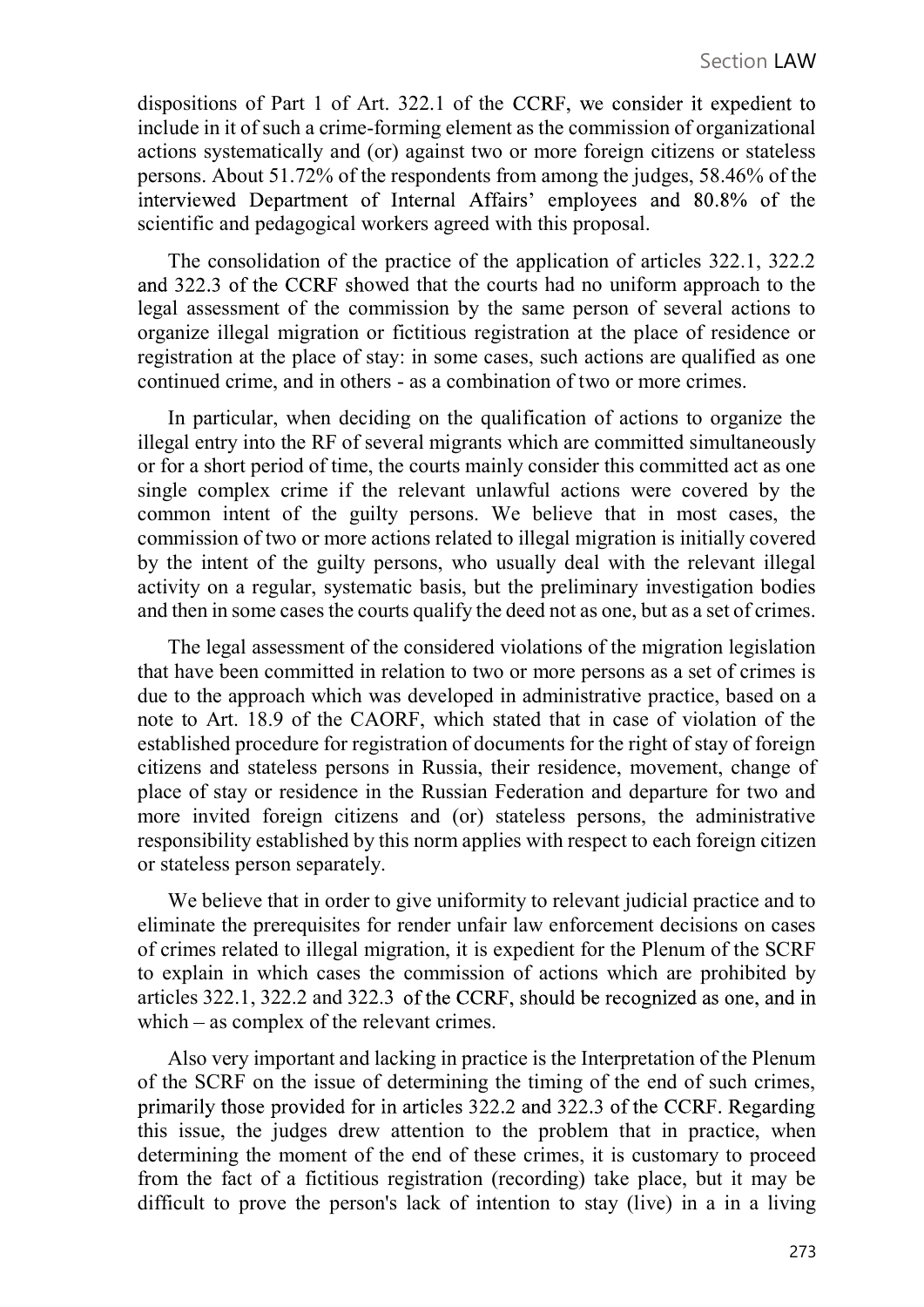dispositions of Part 1 of Art. 322.1 of the CCRF, we consider it expedient to include in it of such a crime-forming element as the commission of organizational actions systematically and (or) against two or more foreign citizens or stateless persons. About 51.72% of the respondents from among the judges, 58.46% of the interviewed Department of Internal Affairs' employees and 80.8% of the scientific and pedagogical workers agreed with this proposal.

The consolidation of the practice of the application of articles 322.1, 322.2 and 322.3 of the CCRF showed that the courts had no uniform approach to the legal assessment of the commission by the same person of several actions to organize illegal migration or fictitious registration at the place of residence or registration at the place of stay: in some cases, such actions are qualified as one continued crime, and in others - as a combination of two or more crimes.

In particular, when deciding on the qualification of actions to organize the illegal entry into the RF of several migrants which are committed simultaneously or for a short period of time, the courts mainly consider this committed act as one single complex crime if the relevant unlawful actions were covered by the common intent of the guilty persons. We believe that in most cases, the commission of two or more actions related to illegal migration is initially covered by the intent of the guilty persons, who usually deal with the relevant illegal activity on a regular, systematic basis, but the preliminary investigation bodies and then in some cases the courts qualify the deed not as one, but as a set of crimes.

The legal assessment of the considered violations of the migration legislation that have been committed in relation to two or more persons as a set of crimes is due to the approach which was developed in administrative practice, based on a note to Art. 18.9 of the CAORF, which stated that in case of violation of the established procedure for registration of documents for the right of stay of foreign citizens and stateless persons in Russia, their residence, movement, change of place of stay or residence in the Russian Federation and departure for two and more invited foreign citizens and (or) stateless persons, the administrative responsibility established by this norm applies with respect to each foreign citizen or stateless person separately.

We believe that in order to give uniformity to relevant judicial practice and to eliminate the prerequisites for render unfair law enforcement decisions on cases of crimes related to illegal migration, it is expedient for the Plenum of the SCRF to explain in which cases the commission of actions which are prohibited by articles 322.1, 322.2 and 322.3 of the CCRF, should be recognized as one, and in which – as complex of the relevant crimes.

Also very important and lacking in practice is the Interpretation of the Plenum of the SCRF on the issue of determining the timing of the end of such crimes, primarily those provided for in articles 322.2 and 322.3 of the CCRF. Regarding this issue, the judges drew attention to the problem that in practice, when determining the moment of the end of these crimes, it is customary to proceed from the fact of a fictitious registration (recording) take place, but it may be difficult to prove the person's lack of intention to stay (live) in a in a living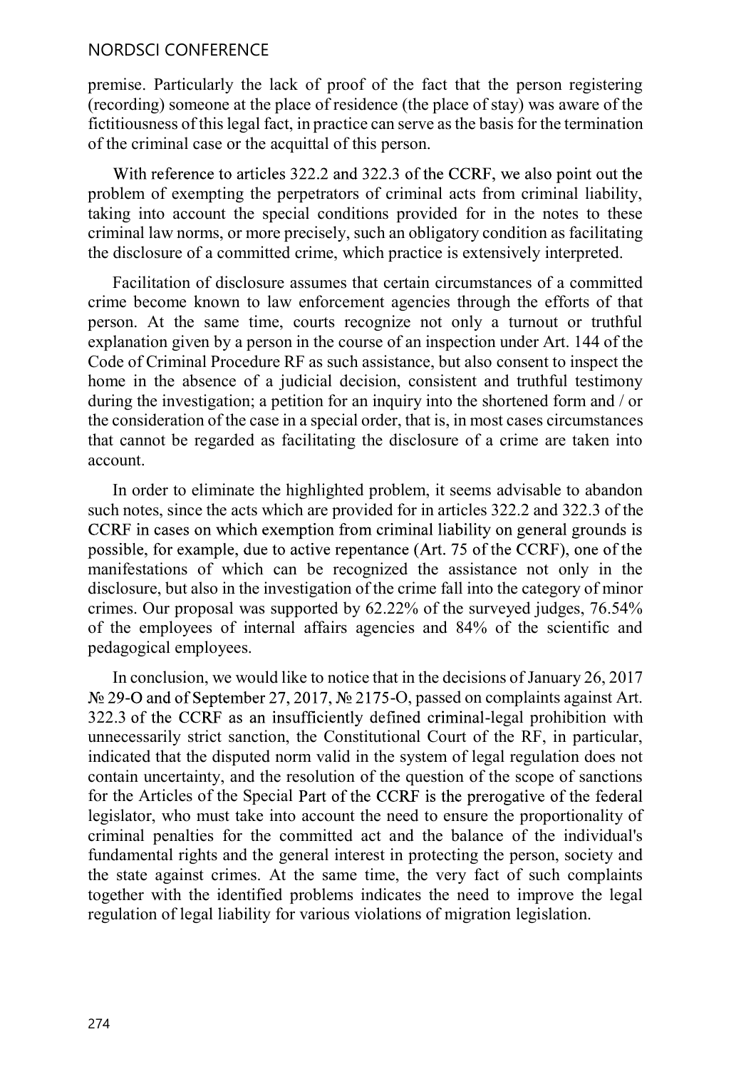premise. Particularly the lack of proof of the fact that the person registering (recording) someone at the place of residence (the place of stay) was aware of the fictitiousness of this legal fact, in practice can serve as the basis for the termination of the criminal case or the acquittal of this person.

With reference to articles 322.2 and 322.3 of the CCRF, we also point out the problem of exempting the perpetrators of criminal acts from criminal liability, taking into account the special conditions provided for in the notes to these criminal law norms, or more precisely, such an obligatory condition as facilitating the disclosure of a committed crime, which practice is extensively interpreted.

Facilitation of disclosure assumes that certain circumstances of a committed crime become known to law enforcement agencies through the efforts of that person. At the same time, courts recognize not only a turnout or truthful explanation given by a person in the course of an inspection under Art. 144 of the Code of Criminal Procedure RF as such assistance, but also consent to inspect the home in the absence of a judicial decision, consistent and truthful testimony during the investigation; a petition for an inquiry into the shortened form and / or the consideration of the case in a special order, that is, in most cases circumstances that cannot be regarded as facilitating the disclosure of a crime are taken into account.

In order to eliminate the highlighted problem, it seems advisable to abandon such notes, since the acts which are provided for in articles 322.2 and 322.3 of the CCRF in cases on which exemption from criminal liability on general grounds is possible, for example, due to active repentance (Art. 75 of the CCRF), one of the manifestations of which can be recognized the assistance not only in the disclosure, but also in the investigation of the crime fall into the category of minor crimes. Our proposal was supported by 62.22% of the surveyed judges, 76.54% of the employees of internal affairs agencies and 84% of the scientific and pedagogical employees.

In conclusion, we would like to notice that in the decisions of January 26, 2017 № 29-O and of September 27, 2017, № 2175-O, passed on complaints against Art. 322.3 of the CCRF as an insufficiently defined criminal-legal prohibition with unnecessarily strict sanction, the Constitutional Court of the RF, in particular, indicated that the disputed norm valid in the system of legal regulation does not contain uncertainty, and the resolution of the question of the scope of sanctions for the Articles of the Special Part of the CCRF is the prerogative of the federal legislator, who must take into account the need to ensure the proportionality of criminal penalties for the committed act and the balance of the individual's fundamental rights and the general interest in protecting the person, society and the state against crimes. At the same time, the very fact of such complaints together with the identified problems indicates the need to improve the legal regulation of legal liability for various violations of migration legislation.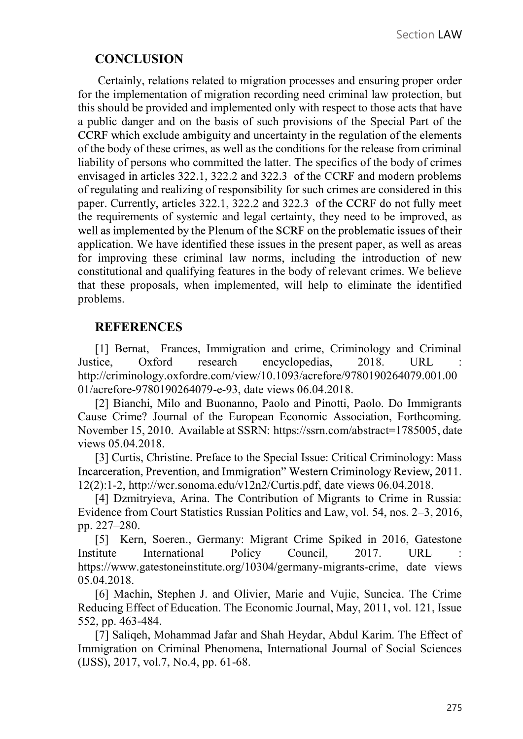## CONCLUSION

Certainly, relations related to migration processes and ensuring proper order for the implementation of migration recording need criminal law protection, but this should be provided and implemented only with respect to those acts that have a public danger and on the basis of such provisions of the Special Part of the CCRF which exclude ambiguity and uncertainty in the regulation of the elements of the body of these crimes, as well as the conditions for the release from criminal liability of persons who committed the latter. The specifics of the body of crimes envisaged in articles 322.1, 322.2 and 322.3 of the CCRF and modern problems of regulating and realizing of responsibility for such crimes are considered in this paper. Currently, articles 322.1, 322.2 and 322.3 of the CCRF do not fully meet the requirements of systemic and legal certainty, they need to be improved, as well as implemented by the Plenum of the SCRF on the problematic issues of their application. We have identified these issues in the present paper, as well as areas for improving these criminal law norms, including the introduction of new constitutional and qualifying features in the body of relevant crimes. We believe that these proposals, when implemented, will help to eliminate the identified problems.

## REFERENCES

[1] Bernat, Frances, Immigration and crime, Criminology and Criminal Justice, Oxford research encyclopedias, 2018. URL : http://criminology.oxfordre.com/view/10.1093/acrefore/9780190264079.001.0001/acrefore-9780190264079-e-93, date views 06.04.2018.

[2] Bianchi, Milo and Buonanno, Paolo and Pinotti, Paolo. Do Immigrants Cause Crime? Journal of the European Economic Association, Forthcoming. November 15, 2010. Available at SSRN: https://ssrn.com/abstract=1785005, date views 05.04.2018.

[3] Curtis, Christine. Preface to the Special Issue: Critical Criminology: Mass Incarceration, Prevention, and Immigration" Western Criminology Review, 2011. 12(2):1-2, http://wcr.sonoma.edu/v12n2/Curtis.pdf, date views 06.04.2018.

[4] Dzmitryieva, Arina. The Contribution of Migrants to Crime in Russia: Evidence from Court Statistics Russian Politics and Law, vol. 54, nos. 2–3, 2016, pp. 227–280.

[5] Kern, Soeren., Germany: Migrant Crime Spiked in 2016, Gatestone Institute International Policy Council, 2017. URL : https://www.gatestoneinstitute.org/10304/germany-migrants-crime, date views 05.04.2018.

[6] Machin, Stephen J. and Olivier, Marie and Vujic, Suncica. The Crime Reducing Effect of Education. The Economic Journal, May, 2011, vol. 121, Issue 552, pp. 463-484.

[7] Saliqeh, Mohammad Jafar and Shah Heydar, Abdul Karim. The Effect of Immigration on Criminal Phenomena, International Journal of Social Sciences (IJSS), 2017, vol.7, No.4, pp. 61-68.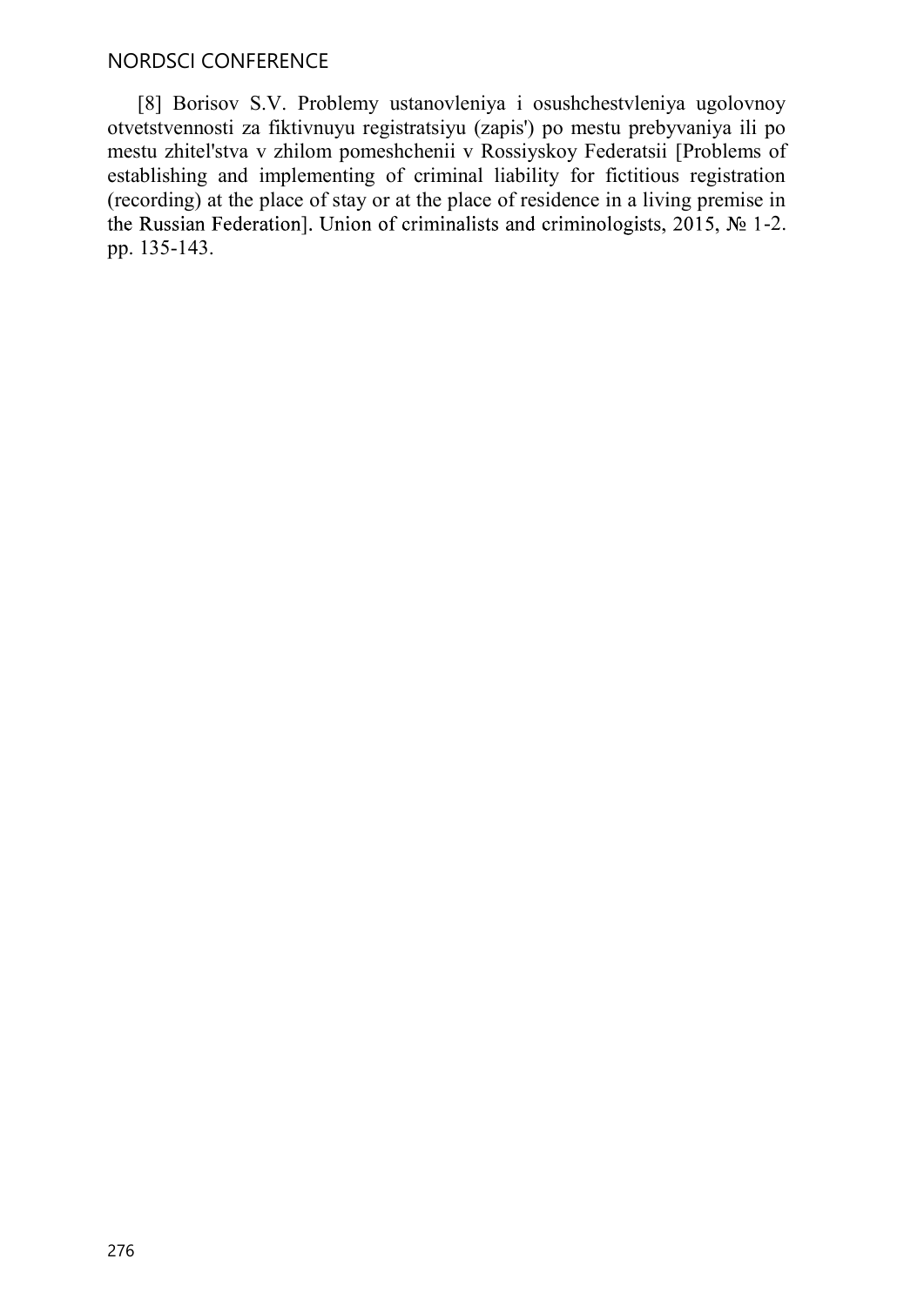[8] Borisov S.V. Problemy ustanovleniya i osushchestvleniya ugolovnoy otvetstvennosti za fiktivnuyu registratsiyu (zapis') po mestu prebyvaniya ili po mestu zhitel'stva v zhilom pomeshchenii v Rossiyskoy Federatsii [Problems of establishing and implementing of criminal liability for fictitious registration (recording) at the place of stay or at the place of residence in a living premise in the Russian Federation]. Union of criminalists and criminologists, 2015, № 1-2. pp. 135-143.